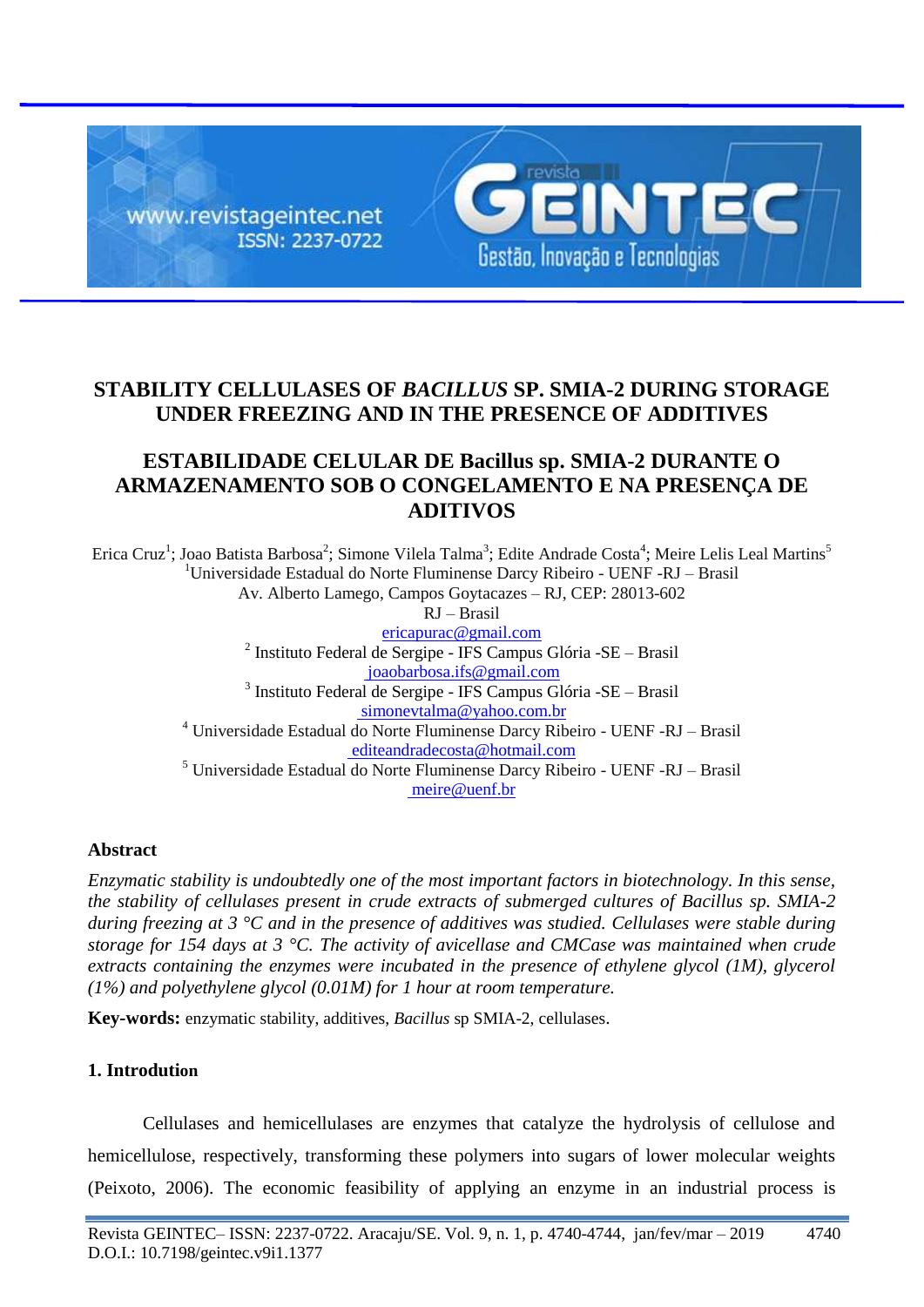# STABILITY CELLULASES OF *BACILLUS* SP. SMIA-2 DURING STORAGE UNDER FREEZING AND IN THE PRESENCE OF ADDITIVES

# ESTABILIDADE CELULAR DE Bacillus sp. SMIA-2 DURANTE O ARMAZENAMENTO SOB O CONGELAMENTO E NA PRESENÇA DE ADITIVOS

Erica Cruz[1]; Joao Batista Barbosa[2]; Simone Vilela Talma[3]; Edite Andrade Costa[4]; Meire Lelis Leal Martins[5]

[1]Universidade Estadual do Norte Fluminense Darcy Ribeiro - UENF -RJ – Brasil
Av. Alberto Lamego, Campos Goytacazes – RJ, CEP: 28013-602
RJ – Brasil
ericapurac@gmail.com

[2] Instituto Federal de Sergipe - IFS Campus Glória -SE – Brasil
joaobarbosa.ifs@gmail.com

[3] Instituto Federal de Sergipe - IFS Campus Glória -SE – Brasil
simonevtalma@yahoo.com.br

[4] Universidade Estadual do Norte Fluminense Darcy Ribeiro - UENF -RJ – Brasil
editeandradecosta@hotmail.com

[5] Universidade Estadual do Norte Fluminense Darcy Ribeiro - UENF -RJ – Brasil
meire@uenf.br

**Abstract**

*Enzymatic stability is undoubtedly one of the most important factors in biotechnology. In this sense, the stability of cellulases present in crude extracts of submerged cultures of Bacillus sp. SMIA-2 during freezing at 3 °C and in the presence of additives was studied. Cellulases were stable during storage for 154 days at 3 °C. The activity of avicellase and CMCase was maintained when crude extracts containing the enzymes were incubated in the presence of ethylene glycol (1M), glycerol (1%) and polyethylene glycol (0.01M) for 1 hour at room temperature.*

**Key-words:** enzymatic stability, additives, *Bacillus* sp SMIA-2, cellulases.

## 1. Introdution

Cellulases and hemicellulases are enzymes that catalyze the hydrolysis of cellulose and hemicellulose, respectively, transforming these polymers into sugars of lower molecular weights (Peixoto, 2006). The economic feasibility of applying an enzyme in an industrial process is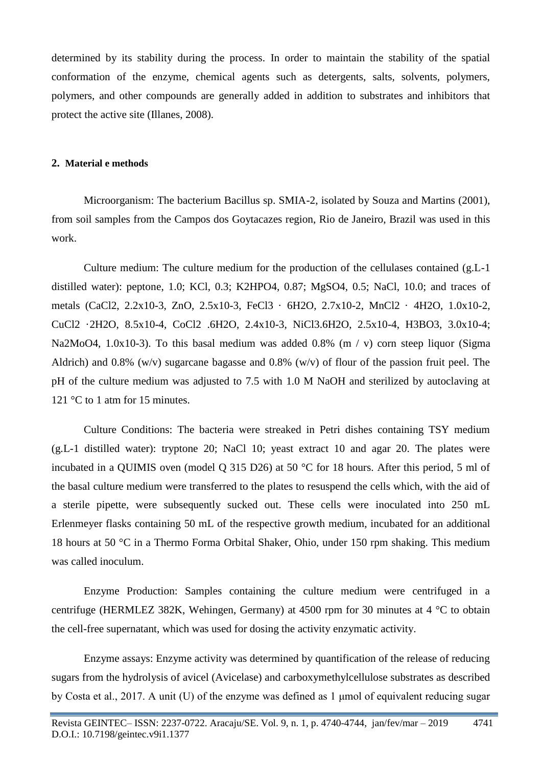determined by its stability during the process. In order to maintain the stability of the spatial conformation of the enzyme, chemical agents such as detergents, salts, solvents, polymers, polymers, and other compounds are generally added in addition to substrates and inhibitors that protect the active site (Illanes, 2008).

## 2. Material e methods

Microorganism: The bacterium Bacillus sp. SMIA-2, isolated by Souza and Martins (2001), from soil samples from the Campos dos Goytacazes region, Rio de Janeiro, Brazil was used in this work.

Culture medium: The culture medium for the production of the cellulases contained (g.L-1 distilled water): peptone, 1.0; KCl, 0.3; $K_2HPO_4$, 0.87; $MgSO_4$, 0.5; NaCl, 10.0; and traces of metals ($CaCl_2$, 2.2x10-3, ZnO, 2.5x10-3, $FeCl_3 \cdot 6H_2O$, 2.7x10-2, $MnCl_2 \cdot 4H_2O$, 1.0x10-2, $CuCl_2 \cdot 2H_2O$, 8.5x10-4, $CoCl_2 .6H_2O$, 2.4x10-3, $NiCl_3.6H_2O$, 2.5x10-4, $H_3BO_3$, 3.0x10-4; $Na_2MoO_4$, 1.0x10-3). To this basal medium was added 0.8% (m / v) corn steep liquor (Sigma Aldrich) and 0.8% (w/v) sugarcane bagasse and 0.8% (w/v) of flour of the passion fruit peel. The pH of the culture medium was adjusted to 7.5 with 1.0 M NaOH and sterilized by autoclaving at 121 °C to 1 atm for 15 minutes.

Culture Conditions: The bacteria were streaked in Petri dishes containing TSY medium (g.L-1 distilled water): tryptone 20; NaCl 10; yeast extract 10 and agar 20. The plates were incubated in a QUIMIS oven (model Q 315 D26) at 50 °C for 18 hours. After this period, 5 ml of the basal culture medium were transferred to the plates to resuspend the cells which, with the aid of a sterile pipette, were subsequently sucked out. These cells were inoculated into 250 mL Erlenmeyer flasks containing 50 mL of the respective growth medium, incubated for an additional 18 hours at 50 °C in a Thermo Forma Orbital Shaker, Ohio, under 150 rpm shaking. This medium was called inoculum.

Enzyme Production: Samples containing the culture medium were centrifuged in a centrifuge (HERMLEZ 382K, Wehingen, Germany) at 4500 rpm for 30 minutes at 4 °C to obtain the cell-free supernatant, which was used for dosing the activity enzymatic activity.

Enzyme assays: Enzyme activity was determined by quantification of the release of reducing sugars from the hydrolysis of avicel (Avicelase) and carboxymethylcellulose substrates as described by Costa et al., 2017. A unit (U) of the enzyme was defined as 1 μmol of equivalent reducing sugar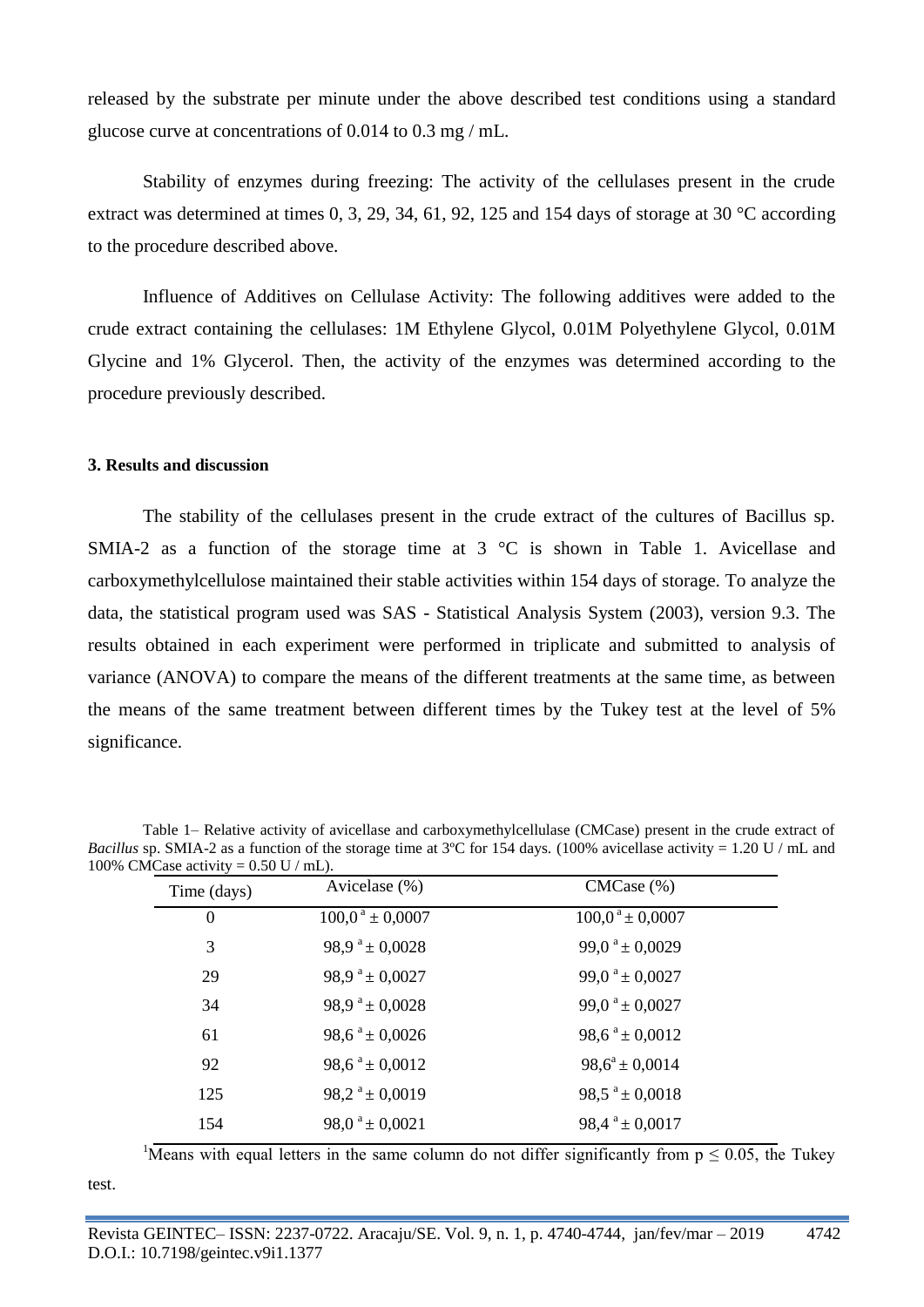released by the substrate per minute under the above described test conditions using a standard glucose curve at concentrations of 0.014 to 0.3 mg / mL.

Stability of enzymes during freezing: The activity of the cellulases present in the crude extract was determined at times 0, 3, 29, 34, 61, 92, 125 and 154 days of storage at 30 °C according to the procedure described above.

Influence of Additives on Cellulase Activity: The following additives were added to the crude extract containing the cellulases: 1M Ethylene Glycol, 0.01M Polyethylene Glycol, 0.01M Glycine and 1% Glycerol. Then, the activity of the enzymes was determined according to the procedure previously described.

**3. Results and discussion**

The stability of the cellulases present in the crude extract of the cultures of Bacillus sp. SMIA-2 as a function of the storage time at 3 °C is shown in Table 1. Avicellase and carboxymethylcellulose maintained their stable activities within 154 days of storage. To analyze the data, the statistical program used was SAS - Statistical Analysis System (2003), version 9.3. The results obtained in each experiment were performed in triplicate and submitted to analysis of variance (ANOVA) to compare the means of the different treatments at the same time, as between the means of the same treatment between different times by the Tukey test at the level of 5% significance.

Table 1– Relative activity of avicellase and carboxymethylcellulase (CMCase) present in the crude extract of *Bacillus* sp. SMIA-2 as a function of the storage time at 3ºC for 154 days. (100% avicellase activity = 1.20 U / mL and 100% CMCase activity = 0.50 U / mL).

| Time (days) | Avicelase (%) | CMCase (%) |
|---|---|---|
| 0 | 100,0 [a] ± 0,0007 | 100,0 [a] ± 0,0007 |
| 3 | 98,9 [a] ± 0,0028 | 99,0 [a] ± 0,0029 |
| 29 | 98,9 [a] ± 0,0027 | 99,0 [a] ± 0,0027 |
| 34 | 98,9 [a] ± 0,0028 | 99,0 [a] ± 0,0027 |
| 61 | 98,6 [a] ± 0,0026 | 98,6 [a] ± 0,0012 |
| 92 | 98,6 [a] ± 0,0012 | 98,6 [a] ± 0,0014 |
| 125 | 98,2 [a] ± 0,0019 | 98,5 [a] ± 0,0018 |
| 154 | 98,0 [a] ± 0,0021 | 98,4 [a] ± 0,0017 |

[1]Means with equal letters in the same column do not differ significantly from $p \leq 0.05$, the Tukey test.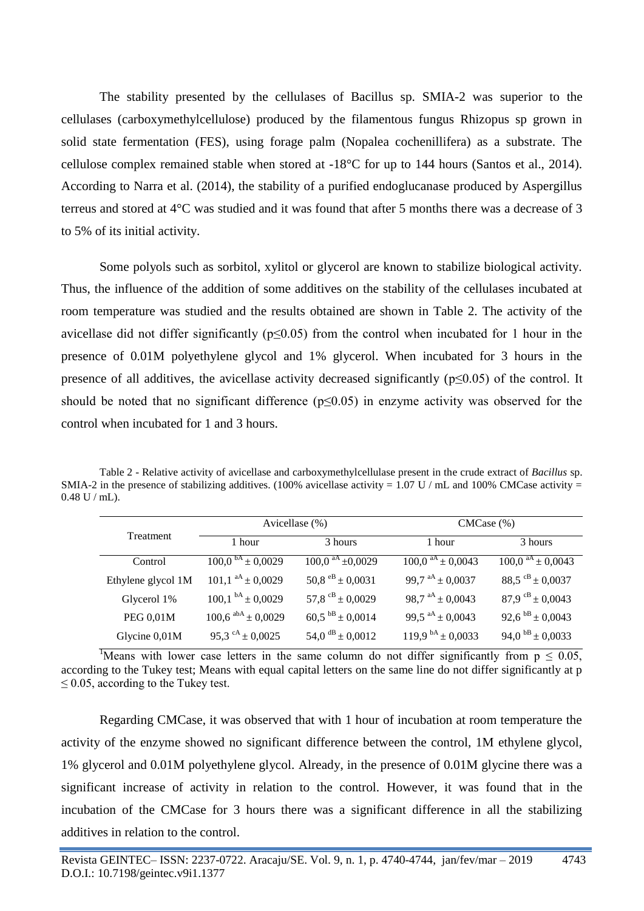The stability presented by the cellulases of Bacillus sp. SMIA-2 was superior to the cellulases (carboxymethylcellulose) produced by the filamentous fungus Rhizopus sp grown in solid state fermentation (FES), using forage palm (Nopalea cochenillifera) as a substrate. The cellulose complex remained stable when stored at -18°C for up to 144 hours (Santos et al., 2014). According to Narra et al. (2014), the stability of a purified endoglucanase produced by Aspergillus terreus and stored at 4°C was studied and it was found that after 5 months there was a decrease of 3 to 5% of its initial activity.

Some polyols such as sorbitol, xylitol or glycerol are known to stabilize biological activity. Thus, the influence of the addition of some additives on the stability of the cellulases incubated at room temperature was studied and the results obtained are shown in Table 2. The activity of the avicellase did not differ significantly ($p \leq 0.05$) from the control when incubated for 1 hour in the presence of 0.01M polyethylene glycol and 1% glycerol. When incubated for 3 hours in the presence of all additives, the avicellase activity decreased significantly ($p \leq 0.05$) of the control. It should be noted that no significant difference ($p \leq 0.05$) in enzyme activity was observed for the control when incubated for 1 and 3 hours.

Table 2 - Relative activity of avicellase and carboxymethylcellulase present in the crude extract of *Bacillus* sp. SMIA-2 in the presence of stabilizing additives. (100% avicellase activity = 1.07 U / mL and 100% CMCase activity = 0.48 U / mL).

| Treatment | Avicellase (%) | | CMCase (%) | |
|---|---|---|---|---|
| | 1 hour | 3 hours | 1 hour | 3 hours |
| Control | 100,0 $^{bA}$ ± 0,0029 | 100,0 $^{aA}$ ±0,0029 | 100,0 $^{aA}$ ± 0,0043 | 100,0 $^{aA}$ ± 0,0043 |
| Ethylene glycol 1M | 101,1 $^{aA}$ ± 0,0029 | 50,8 $^{eB}$ ± 0,0031 | 99,7 $^{aA}$ ± 0,0037 | 88,5 $^{cB}$ ± 0,0037 |
| Glycerol 1% | 100,1 $^{bA}$ ± 0,0029 | 57,8 $^{cB}$ ± 0,0029 | 98,7 $^{aA}$ ± 0,0043 | 87,9 $^{cB}$ ± 0,0043 |
| PEG 0,01M | 100,6 $^{abA}$ ± 0,0029 | 60,5 $^{bB}$ ± 0,0014 | 99,5 $^{aA}$ ± 0,0043 | 92,6 $^{bB}$ ± 0,0043 |
| Glycine 0,01M | 95,3 $^{cA}$ ± 0,0025 | 54,0 $^{dB}$ ± 0,0012 | 119,9 $^{bA}$ ± 0,0033 | 94,0 $^{bB}$ ± 0,0033 |

[1]Means with lower case letters in the same column do not differ significantly from $p \leq 0.05$, according to the Tukey test; Means with equal capital letters on the same line do not differ significantly at $p \leq 0.05$, according to the Tukey test.

Regarding CMCase, it was observed that with 1 hour of incubation at room temperature the activity of the enzyme showed no significant difference between the control, 1M ethylene glycol, 1% glycerol and 0.01M polyethylene glycol. Already, in the presence of 0.01M glycine there was a significant increase of activity in relation to the control. However, it was found that in the incubation of the CMCase for 3 hours there was a significant difference in all the stabilizing additives in relation to the control.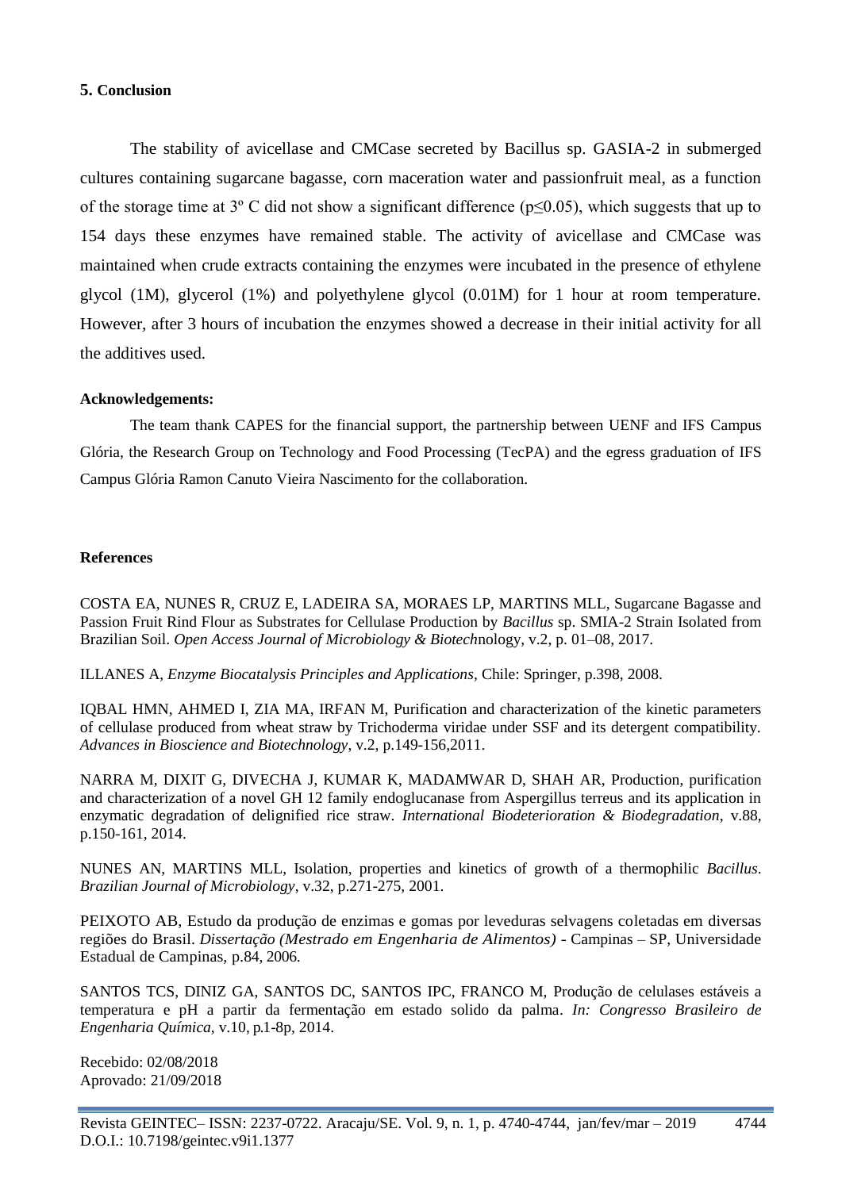## 5. Conclusion

The stability of avicellase and CMCase secreted by Bacillus sp. GASIA-2 in submerged cultures containing sugarcane bagasse, corn maceration water and passionfruit meal, as a function of the storage time at 3º C did not show a significant difference ($p \leq 0.05$), which suggests that up to 154 days these enzymes have remained stable. The activity of avicellase and CMCase was maintained when crude extracts containing the enzymes were incubated in the presence of ethylene glycol (1M), glycerol (1%) and polyethylene glycol (0.01M) for 1 hour at room temperature. However, after 3 hours of incubation the enzymes showed a decrease in their initial activity for all the additives used.

**Acknowledgements:**

The team thank CAPES for the financial support, the partnership between UENF and IFS Campus Glória, the Research Group on Technology and Food Processing (TecPA) and the egress graduation of IFS Campus Glória Ramon Canuto Vieira Nascimento for the collaboration.

**References**

COSTA EA, NUNES R, CRUZ E, LADEIRA SA, MORAES LP, MARTINS MLL, Sugarcane Bagasse and Passion Fruit Rind Flour as Substrates for Cellulase Production by *Bacillus* sp. SMIA-2 Strain Isolated from Brazilian Soil. *Open Access Journal of Microbiology & Biotech*nology, v.2, p. 01–08, 2017.

ILLANES A, *Enzyme Biocatalysis Principles and Applications*, Chile: Springer, p.398, 2008.

IQBAL HMN, AHMED I, ZIA MA, IRFAN M, Purification and characterization of the kinetic parameters of cellulase produced from wheat straw by Trichoderma viridae under SSF and its detergent compatibility. *Advances in Bioscience and Biotechnology*, v.2, p.149-156,2011.

NARRA M, DIXIT G, DIVECHA J, KUMAR K, MADAMWAR D, SHAH AR, Production, purification and characterization of a novel GH 12 family endoglucanase from Aspergillus terreus and its application in enzymatic degradation of delignified rice straw. *International Biodeterioration & Biodegradation*, v.88, p.150-161, 2014.

NUNES AN, MARTINS MLL, Isolation, properties and kinetics of growth of a thermophilic *Bacillus*. *Brazilian Journal of Microbiology*, v.32, p.271-275, 2001.

PEIXOTO AB, Estudo da produção de enzimas e gomas por leveduras selvagens coletadas em diversas regiões do Brasil. *Dissertação (Mestrado em Engenharia de Alimentos)* - Campinas – SP, Universidade Estadual de Campinas, p.84, 2006.

SANTOS TCS, DINIZ GA, SANTOS DC, SANTOS IPC, FRANCO M, Produção de celulases estáveis a temperatura e pH a partir da fermentação em estado solido da palma. *In: Congresso Brasileiro de Engenharia Química*, v.10, p.1-8p, 2014.

Recebido: 02/08/2018
Aprovado: 21/09/2018